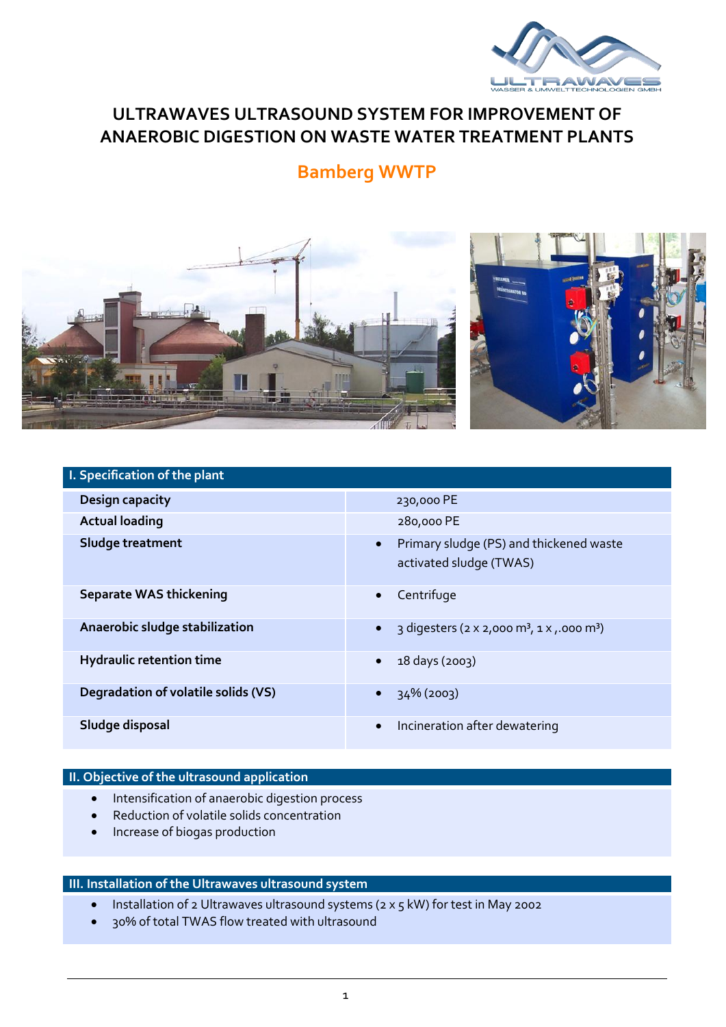# ULTRAWAVES ULTRASOUND SYSTEM FOR IMPROVEMENT OF ANAEROBIC DIGESTION ON WASTE WATER TREATMENT PLANTS

## Bamberg WWTP

| I. Specification of the plant | |
|---|---|
| **Design capacity** | 230,000 PE |
| **Actual loading** | 280,000 PE |
| **Sludge treatment** | • Primary sludge (PS) and thickened waste activated sludge (TWAS) |
| **Separate WAS thickening** | • Centrifuge |
| **Anaerobic sludge stabilization** | • 3 digesters (2 x 2,000 m³, 1 x ,.000 m³) |
| **Hydraulic retention time** | • 18 days (2003) |
| **Degradation of volatile solids (VS)** | • 34% (2003) |
| **Sludge disposal** | • Incineration after dewatering |

### II. Objective of the ultrasound application

- Intensification of anaerobic digestion process
- Reduction of volatile solids concentration
- Increase of biogas production

### III. Installation of the Ultrawaves ultrasound system

- Installation of 2 Ultrawaves ultrasound systems (2 x 5 kW) for test in May 2002
- 30% of total TWAS flow treated with ultrasound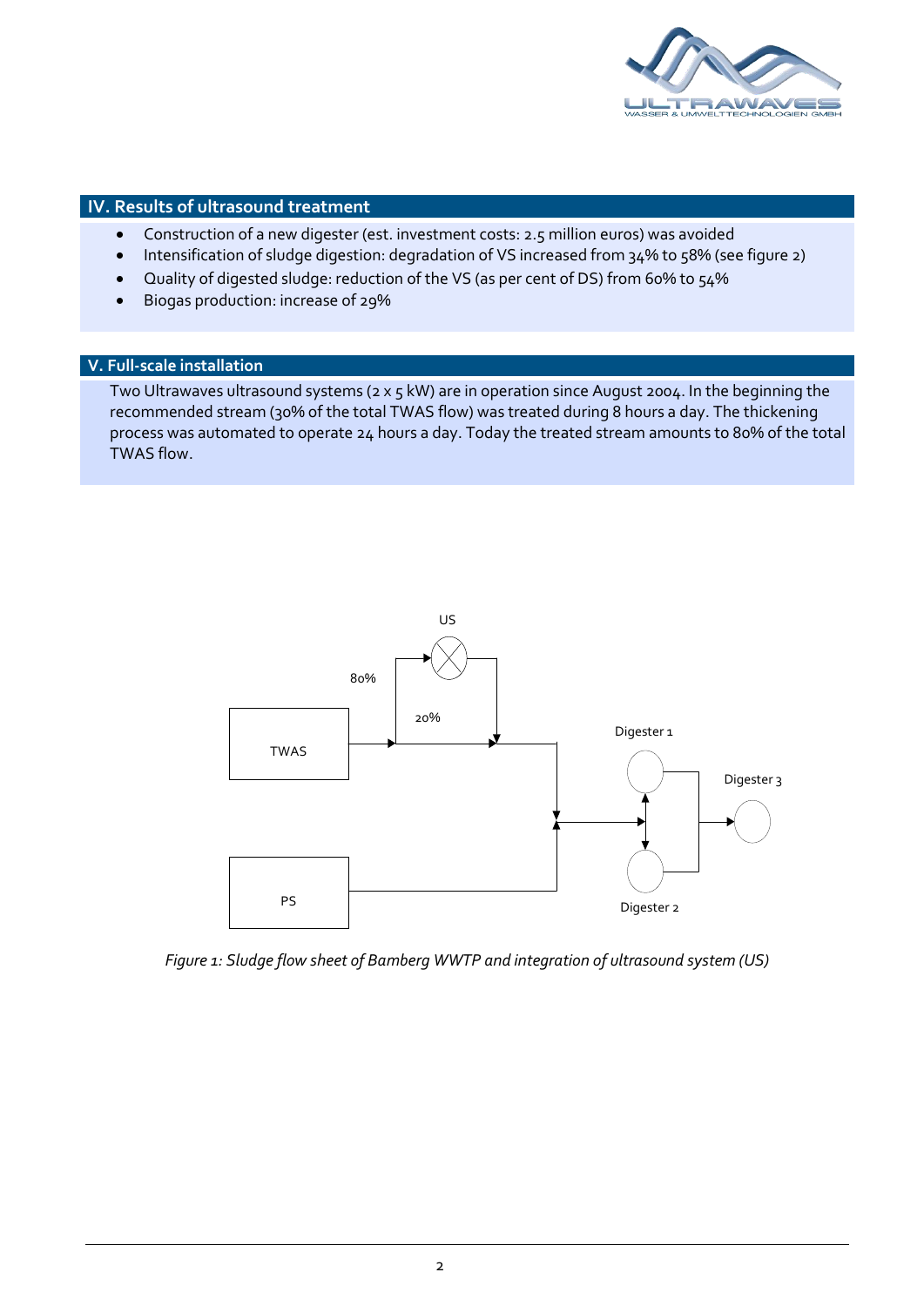## IV. Results of ultrasound treatment

- Construction of a new digester (est. investment costs: 2.5 million euros) was avoided
- Intensification of sludge digestion: degradation of VS increased from 34% to 58% (see figure 2)
- Quality of digested sludge: reduction of the VS (as per cent of DS) from 60% to 54%
- Biogas production: increase of 29%

## V. Full-scale installation

Two Ultrawaves ultrasound systems (2 x 5 kW) are in operation since August 2004. In the beginning the recommended stream (30% of the total TWAS flow) was treated during 8 hours a day. The thickening process was automated to operate 24 hours a day. Today the treated stream amounts to 80% of the total TWAS flow.

*Figure 1: Sludge flow sheet of Bamberg WWTP and integration of ultrasound system (US)*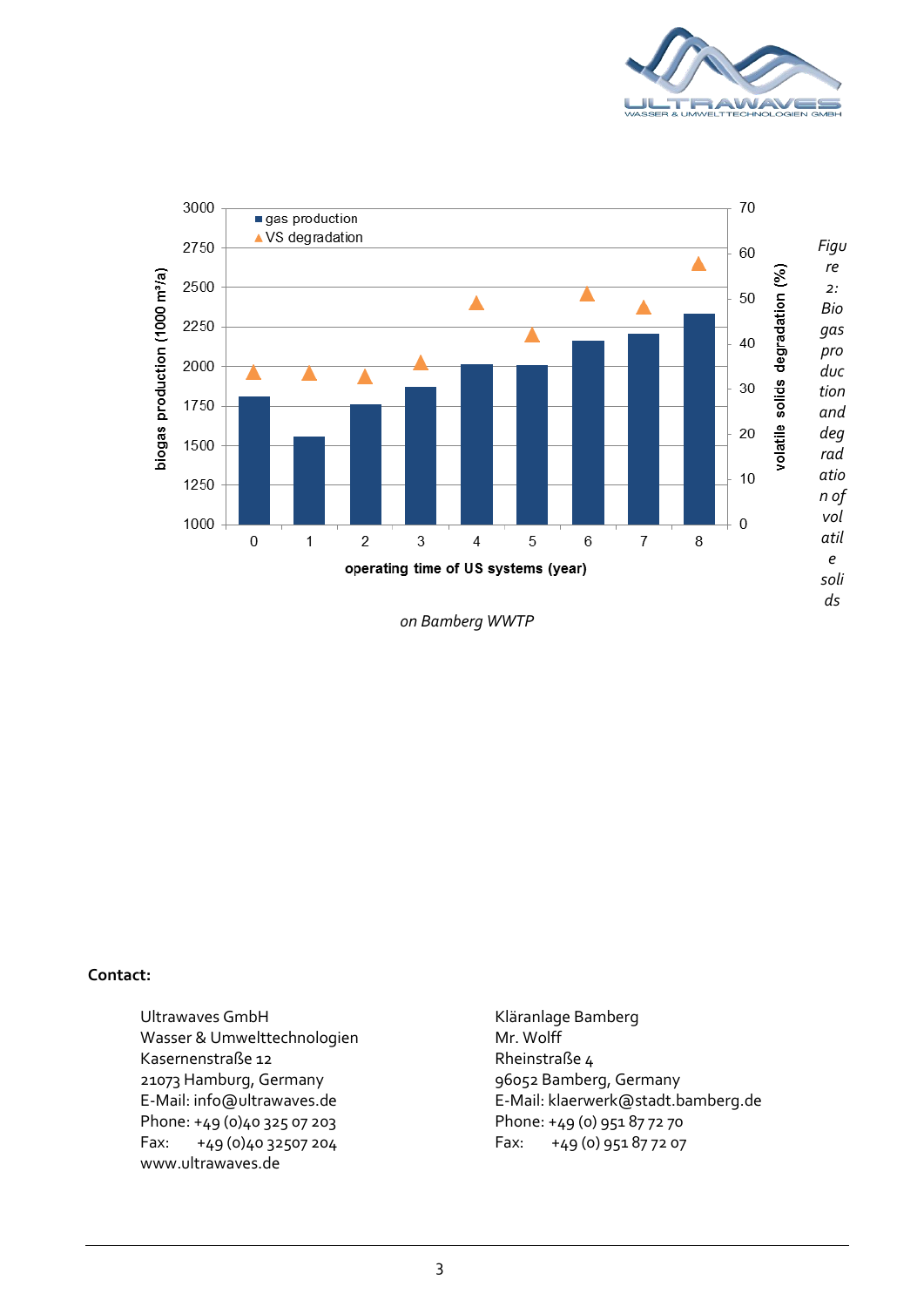3000
2750
2500
2250
2000
1750
1500
1250
1000

biogas production (1000 m³/a)

gas production

VS degradation

0 1 2 3 4 5 6 7 8

operating time of US systems (year)

70
60
50
40
30
20
10
0

volatile solids degradation (%)

*Figure 2: Biogas production and degradation of volatile solids on Bamberg WWTP*

**Contact:**

Ultrawaves GmbH
Wasser & Umwelttechnologien
Kasernenstraße 12
21073 Hamburg, Germany
E-Mail: info@ultrawaves.de
Phone: +49 (0)40 325 07 203
Fax: +49 (0)40 32507 204
www.ultrawaves.de

Kläranlage Bamberg
Mr. Wolff
Rheinstraße 4
96052 Bamberg, Germany
E-Mail: klaerwerk@stadt.bamberg.de
Phone: +49 (0) 951 87 72 70
Fax: +49 (0) 951 87 72 07